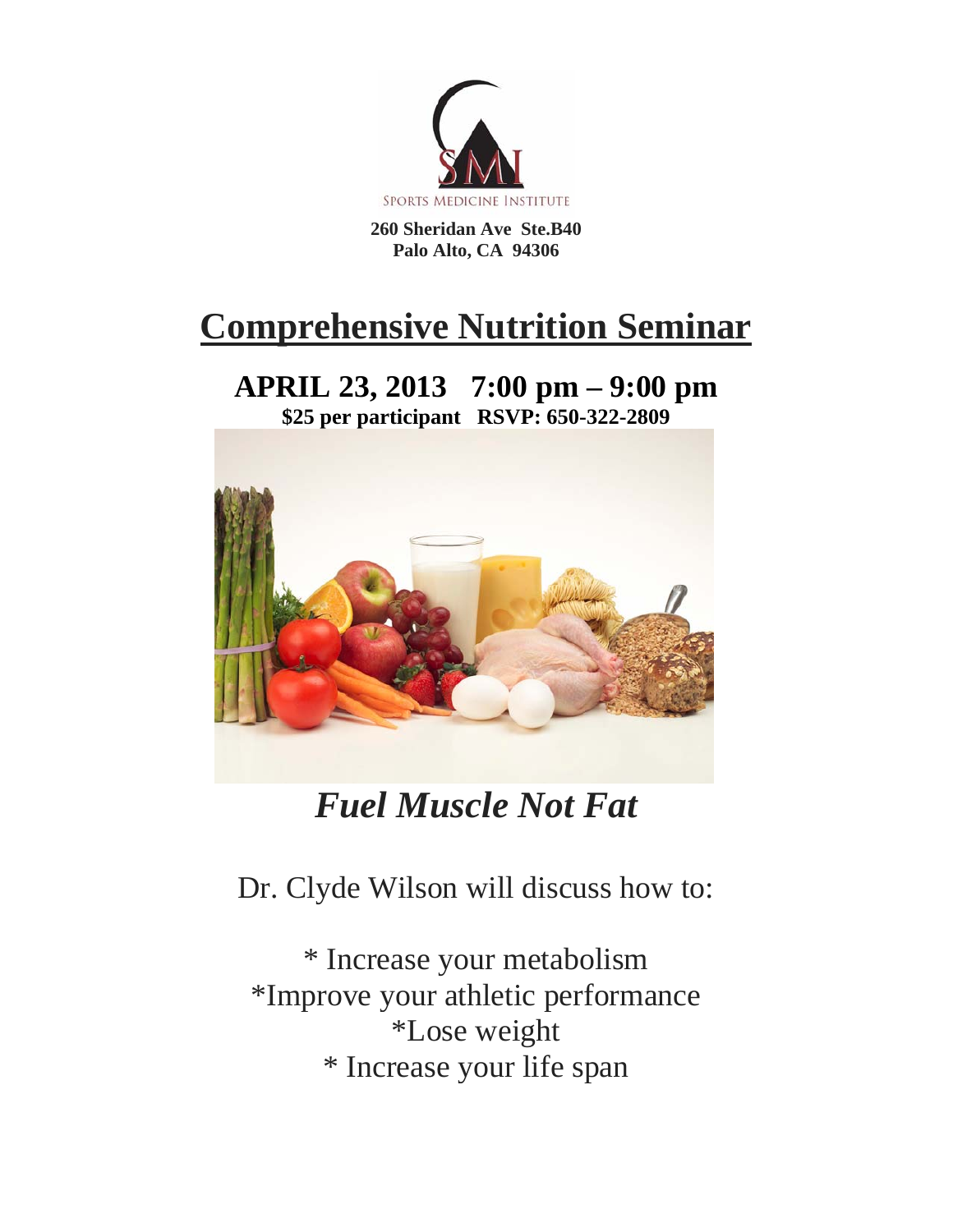SPORTS MEDICINE INSTITUTE

**260 Sheridan Ave Ste.B40**
**Palo Alto, CA 94306**

# Comprehensive Nutrition Seminar

## APRIL 23, 2013 7:00 pm – 9:00 pm

**$25 per participant RSVP: 650-322-2809**

## *Fuel Muscle Not Fat*

Dr. Clyde Wilson will discuss how to:

* Increase your metabolism
*Improve your athletic performance
*Lose weight
* Increase your life span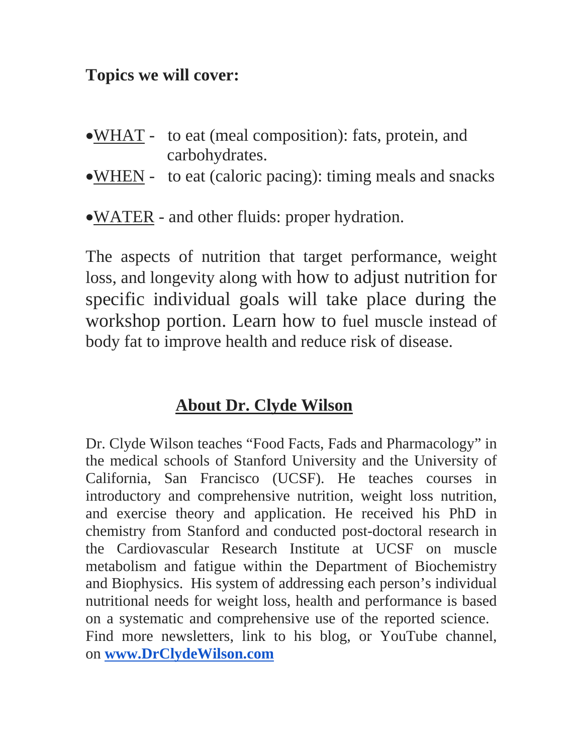**Topics we will cover:**

- WHAT - to eat (meal composition): fats, protein, and carbohydrates.
- WHEN - to eat (caloric pacing): timing meals and snacks
- WATER - and other fluids: proper hydration.

The aspects of nutrition that target performance, weight loss, and longevity along with how to adjust nutrition for specific individual goals will take place during the workshop portion. Learn how to fuel muscle instead of body fat to improve health and reduce risk of disease.

## About Dr. Clyde Wilson

Dr. Clyde Wilson teaches "Food Facts, Fads and Pharmacology" in the medical schools of Stanford University and the University of California, San Francisco (UCSF). He teaches courses in introductory and comprehensive nutrition, weight loss nutrition, and exercise theory and application. He received his PhD in chemistry from Stanford and conducted post-doctoral research in the Cardiovascular Research Institute at UCSF on muscle metabolism and fatigue within the Department of Biochemistry and Biophysics. His system of addressing each person's individual nutritional needs for weight loss, health and performance is based on a systematic and comprehensive use of the reported science. Find more newsletters, link to his blog, or YouTube channel, on **www.DrClydeWilson.com**